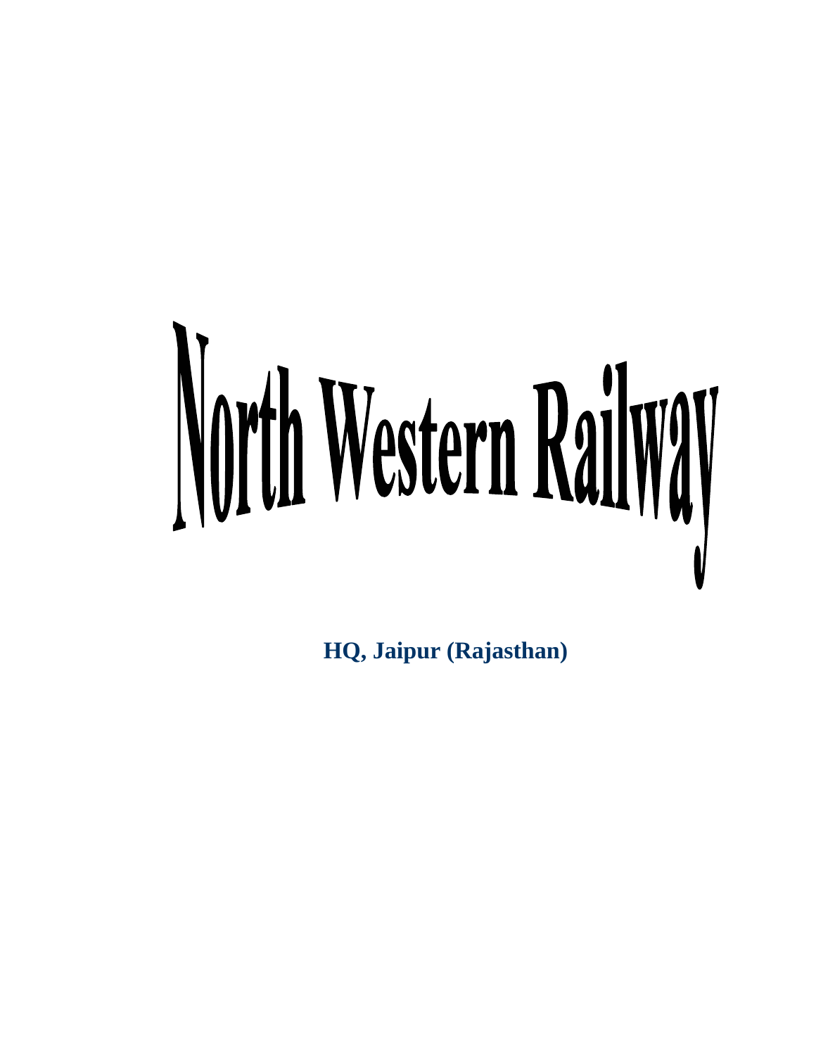# North Western Railway

**HQ, Jaipur (Rajasthan)**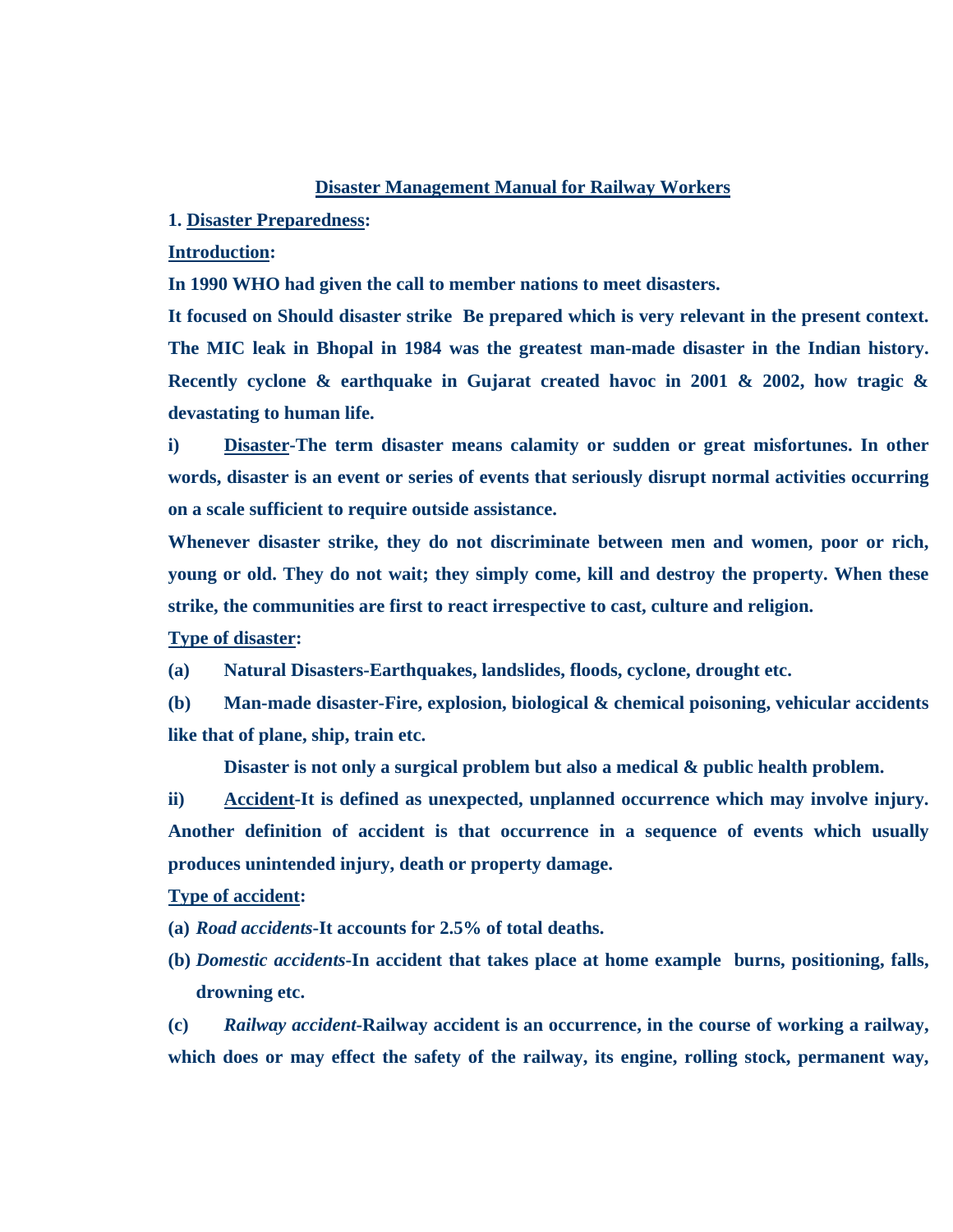# Disaster Management Manual for Railway Workers

## 1. Disaster Preparedness:

**Introduction:**

**In 1990 WHO had given the call to member nations to meet disasters.**

**It focused on Should disaster strike Be prepared which is very relevant in the present context. The MIC leak in Bhopal in 1984 was the greatest man-made disaster in the Indian history. Recently cyclone & earthquake in Gujarat created havoc in 2001 & 2002, how tragic & devastating to human life.**

**i) Disaster-The term disaster means calamity or sudden or great misfortunes. In other words, disaster is an event or series of events that seriously disrupt normal activities occurring on a scale sufficient to require outside assistance.**

**Whenever disaster strike, they do not discriminate between men and women, poor or rich, young or old. They do not wait; they simply come, kill and destroy the property. When these strike, the communities are first to react irrespective to cast, culture and religion.**

**Type of disaster:**

**(a) Natural Disasters-Earthquakes, landslides, floods, cyclone, drought etc.**

**(b) Man-made disaster-Fire, explosion, biological & chemical poisoning, vehicular accidents like that of plane, ship, train etc.**

**Disaster is not only a surgical problem but also a medical & public health problem.**

**ii) Accident-It is defined as unexpected, unplanned occurrence which may involve injury. Another definition of accident is that occurrence in a sequence of events which usually produces unintended injury, death or property damage.**

**Type of accident:**

**(a) *Road accidents*-It accounts for 2.5% of total deaths.**

**(b) *Domestic accidents*-In accident that takes place at home example burns, positioning, falls, drowning etc.**

**(c) *Railway accident*-Railway accident is an occurrence, in the course of working a railway, which does or may effect the safety of the railway, its engine, rolling stock, permanent way,**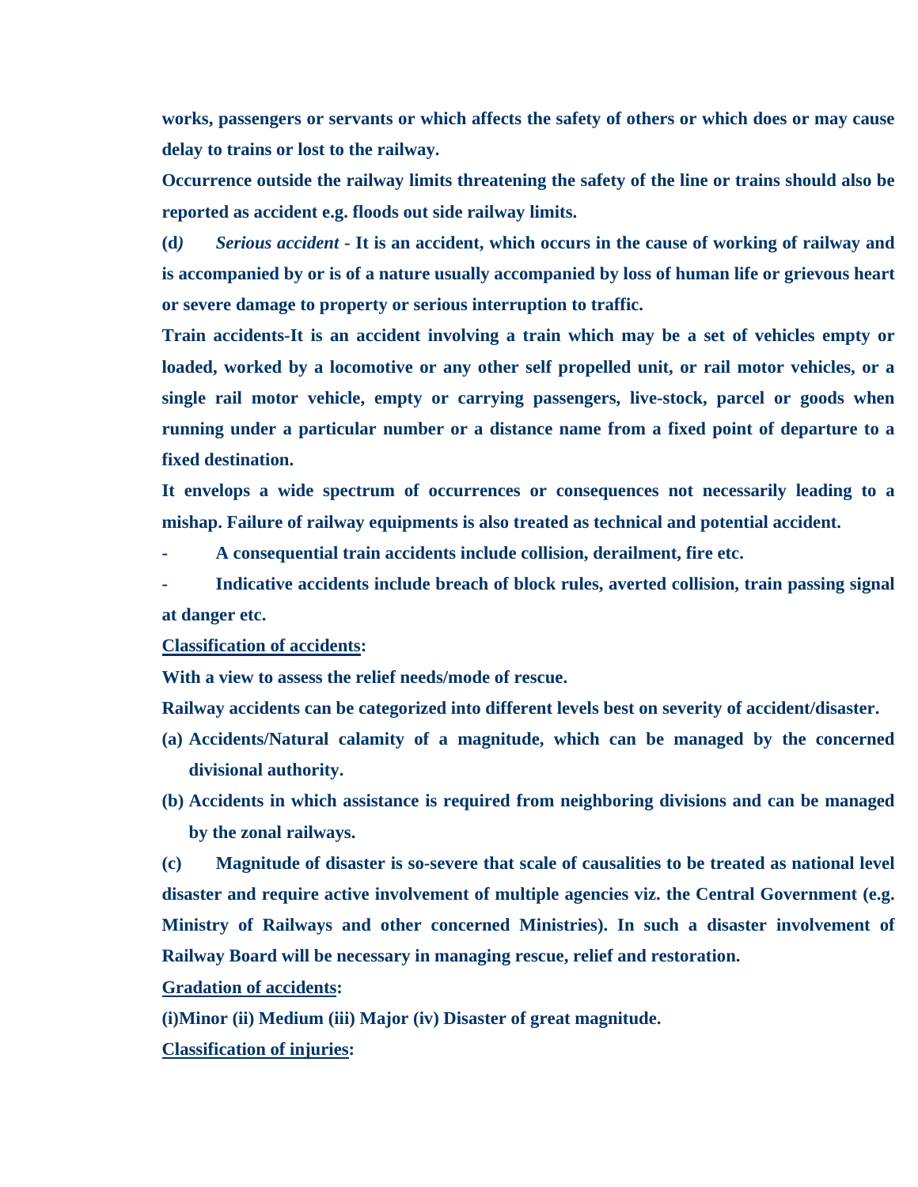**works, passengers or servants or which affects the safety of others or which does or may cause delay to trains or lost to the railway.**

**Occurrence outside the railway limits threatening the safety of the line or trains should also be reported as accident e.g. floods out side railway limits.**

**(d)** ***Serious accident*** **- It is an accident, which occurs in the cause of working of railway and is accompanied by or is of a nature usually accompanied by loss of human life or grievous heart or severe damage to property or serious interruption to traffic.**

**Train accidents-It is an accident involving a train which may be a set of vehicles empty or loaded, worked by a locomotive or any other self propelled unit, or rail motor vehicles, or a single rail motor vehicle, empty or carrying passengers, live-stock, parcel or goods when running under a particular number or a distance name from a fixed point of departure to a fixed destination.**

**It envelops a wide spectrum of occurrences or consequences not necessarily leading to a mishap. Failure of railway equipments is also treated as technical and potential accident.**

- **A consequential train accidents include collision, derailment, fire etc.**
- **Indicative accidents include breach of block rules, averted collision, train passing signal at danger etc.**

**<u>Classification of accidents</u>:**

**With a view to assess the relief needs/mode of rescue.**

**Railway accidents can be categorized into different levels best on severity of accident/disaster.**

**(a) Accidents/Natural calamity of a magnitude, which can be managed by the concerned divisional authority.**

**(b) Accidents in which assistance is required from neighboring divisions and can be managed by the zonal railways.**

**(c) Magnitude of disaster is so-severe that scale of causalities to be treated as national level disaster and require active involvement of multiple agencies viz. the Central Government (e.g. Ministry of Railways and other concerned Ministries). In such a disaster involvement of Railway Board will be necessary in managing rescue, relief and restoration.**

**<u>Gradation of accidents</u>:**

**(i)Minor (ii) Medium (iii) Major (iv) Disaster of great magnitude.**

**<u>Classification of injuries</u>:**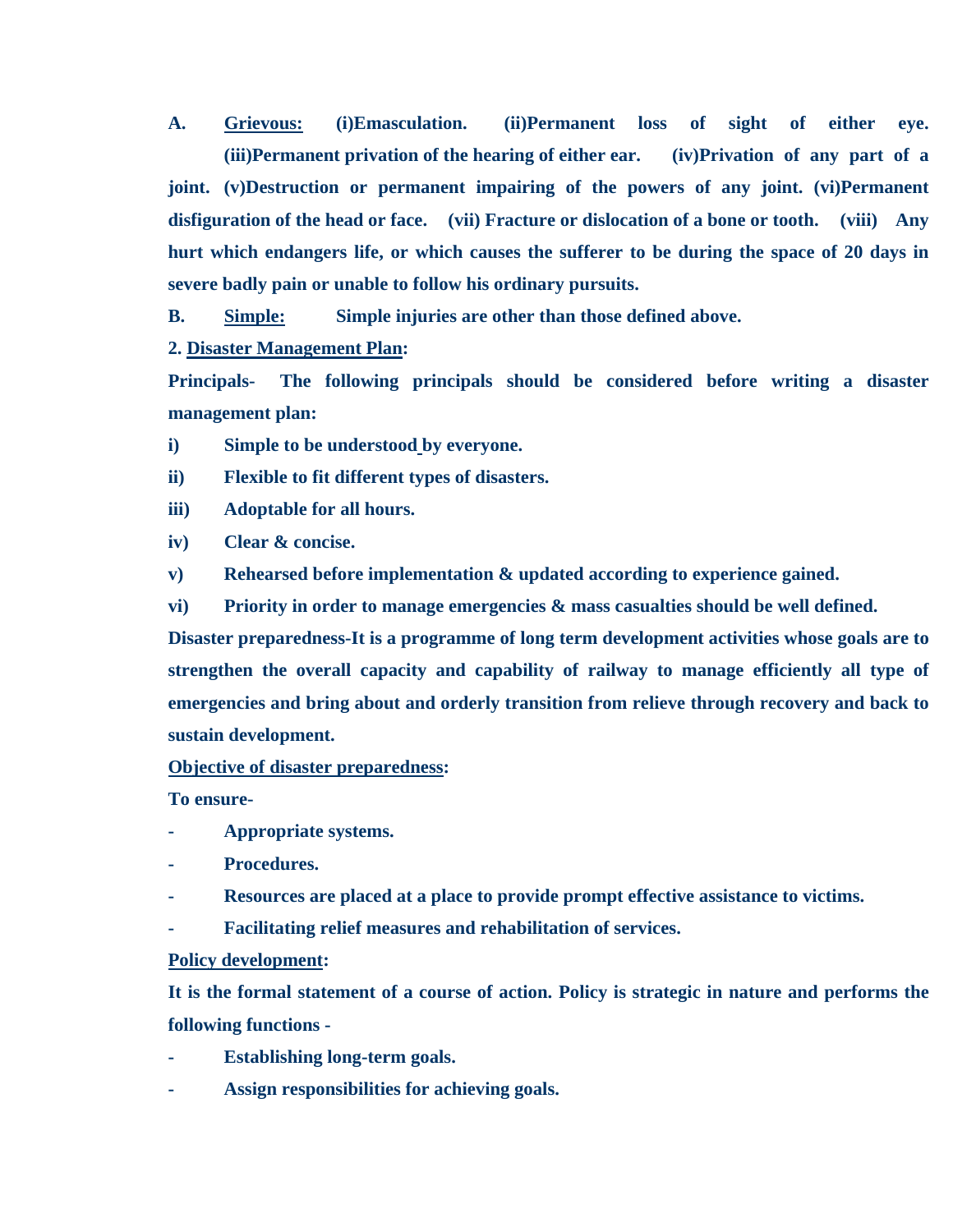**A. <u>Grievous:</u> (i)Emasculation. (ii)Permanent loss of sight of either eye. (iii)Permanent privation of the hearing of either ear. (iv)Privation of any part of a joint. (v)Destruction or permanent impairing of the powers of any joint. (vi)Permanent disfiguration of the head or face. (vii) Fracture or dislocation of a bone or tooth. (viii) Any hurt which endangers life, or which causes the sufferer to be during the space of 20 days in severe badly pain or unable to follow his ordinary pursuits.**

**B. <u>Simple:</u> Simple injuries are other than those defined above.**

**2. <u>Disaster Management Plan</u>:**

**Principals- The following principals should be considered before writing a disaster management plan:**

**i) Simple to be understood by everyone.**

**ii) Flexible to fit different types of disasters.**

**iii) Adoptable for all hours.**

**iv) Clear & concise.**

**v) Rehearsed before implementation & updated according to experience gained.**

**vi) Priority in order to manage emergencies & mass casualties should be well defined.**

**Disaster preparedness-It is a programme of long term development activities whose goals are to strengthen the overall capacity and capability of railway to manage efficiently all type of emergencies and bring about and orderly transition from relieve through recovery and back to sustain development.**

**<u>Objective of disaster preparedness</u>:**

**To ensure-**

- **Appropriate systems.**
- **Procedures.**
- **Resources are placed at a place to provide prompt effective assistance to victims.**
- **Facilitating relief measures and rehabilitation of services.**

**<u>Policy development</u>:**

**It is the formal statement of a course of action. Policy is strategic in nature and performs the following functions -**

- **Establishing long-term goals.**
- **Assign responsibilities for achieving goals.**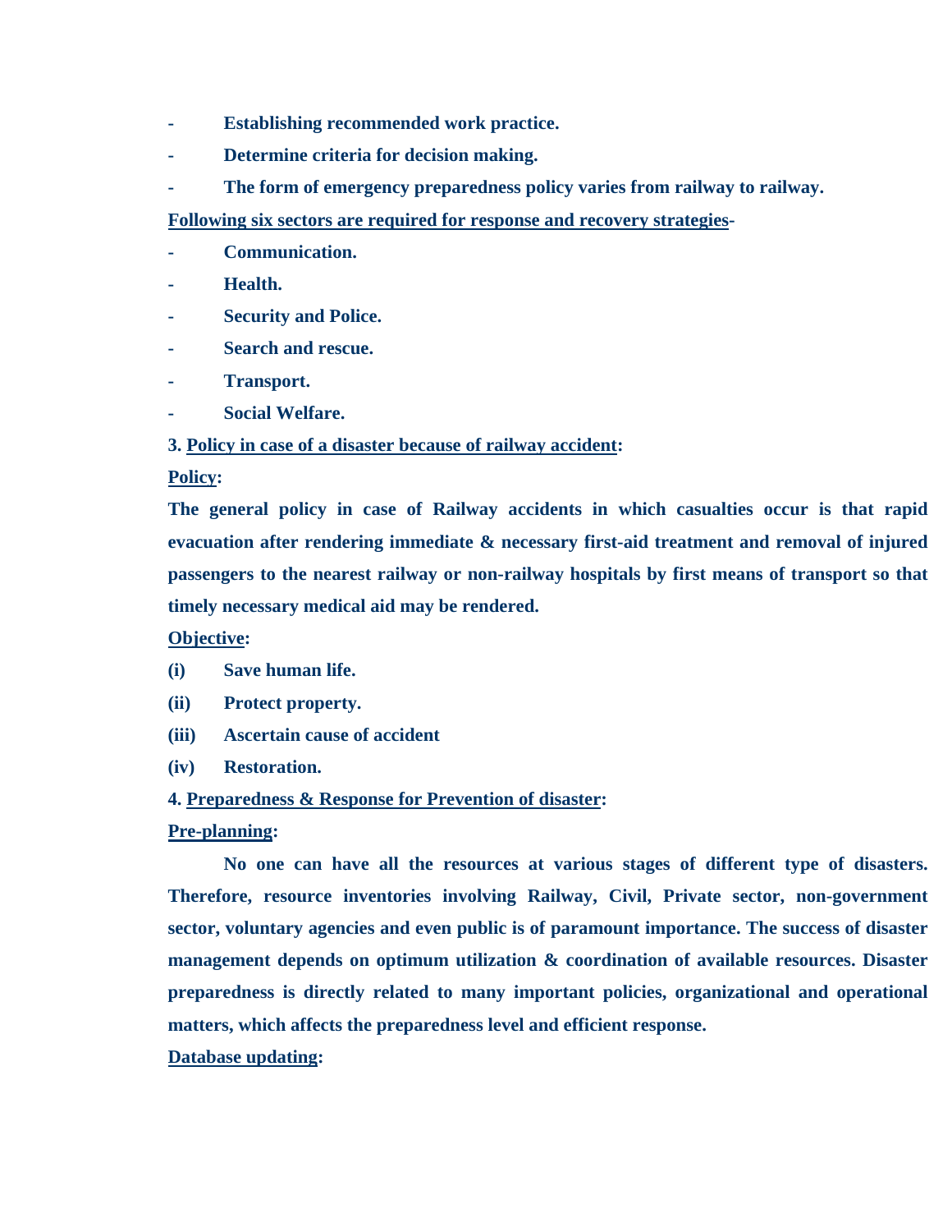- Establishing recommended work practice.
- Determine criteria for decision making.
- The form of emergency preparedness policy varies from railway to railway.

**Following six sectors are required for response and recovery strategies-**

- Communication.
- Health.
- Security and Police.
- Search and rescue.
- Transport.
- Social Welfare.

**3. Policy in case of a disaster because of railway accident:**

**Policy:**

The general policy in case of Railway accidents in which casualties occur is that rapid evacuation after rendering immediate & necessary first-aid treatment and removal of injured passengers to the nearest railway or non-railway hospitals by first means of transport so that timely necessary medical aid may be rendered.

**Objective:**

(i) Save human life.

(ii) Protect property.

(iii) Ascertain cause of accident

(iv) Restoration.

**4. Preparedness & Response for Prevention of disaster:**

**Pre-planning:**

No one can have all the resources at various stages of different type of disasters. Therefore, resource inventories involving Railway, Civil, Private sector, non-government sector, voluntary agencies and even public is of paramount importance. The success of disaster management depends on optimum utilization & coordination of available resources. Disaster preparedness is directly related to many important policies, organizational and operational matters, which affects the preparedness level and efficient response.

**Database updating:**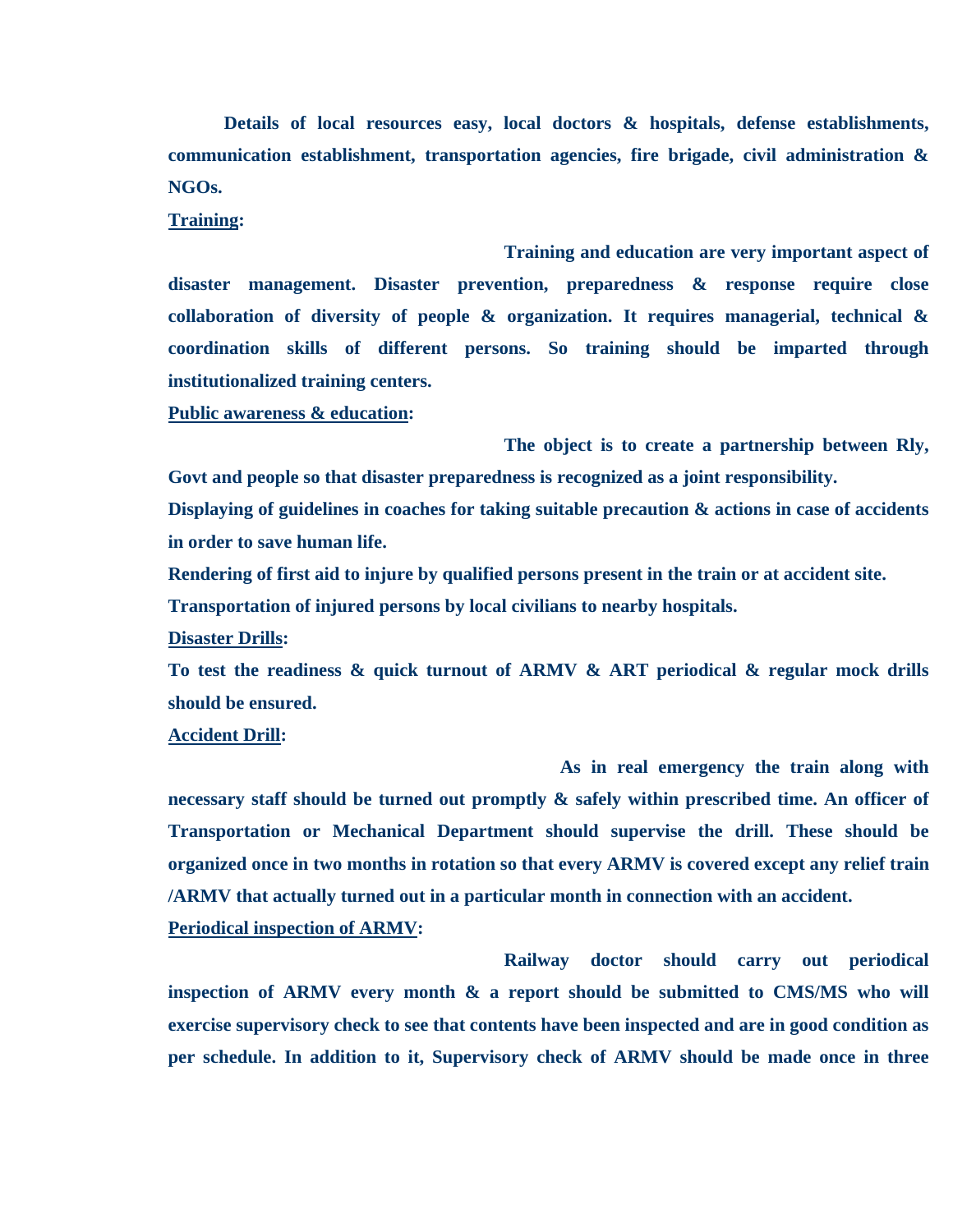**Details of local resources easy, local doctors & hospitals, defense establishments, communication establishment, transportation agencies, fire brigade, civil administration & NGOs.**

**Training:**

**Training and education are very important aspect of disaster management. Disaster prevention, preparedness & response require close collaboration of diversity of people & organization. It requires managerial, technical & coordination skills of different persons. So training should be imparted through institutionalized training centers.**

**Public awareness & education:**

**The object is to create a partnership between Rly, Govt and people so that disaster preparedness is recognized as a joint responsibility.**

**Displaying of guidelines in coaches for taking suitable precaution & actions in case of accidents in order to save human life.**

**Rendering of first aid to injure by qualified persons present in the train or at accident site.**

**Transportation of injured persons by local civilians to nearby hospitals.**

**Disaster Drills:**

**To test the readiness & quick turnout of ARMV & ART periodical & regular mock drills should be ensured.**

**Accident Drill:**

**As in real emergency the train along with necessary staff should be turned out promptly & safely within prescribed time. An officer of Transportation or Mechanical Department should supervise the drill. These should be organized once in two months in rotation so that every ARMV is covered except any relief train /ARMV that actually turned out in a particular month in connection with an accident.**

**Periodical inspection of ARMV:**

**Railway doctor should carry out periodical inspection of ARMV every month & a report should be submitted to CMS/MS who will exercise supervisory check to see that contents have been inspected and are in good condition as per schedule. In addition to it, Supervisory check of ARMV should be made once in three**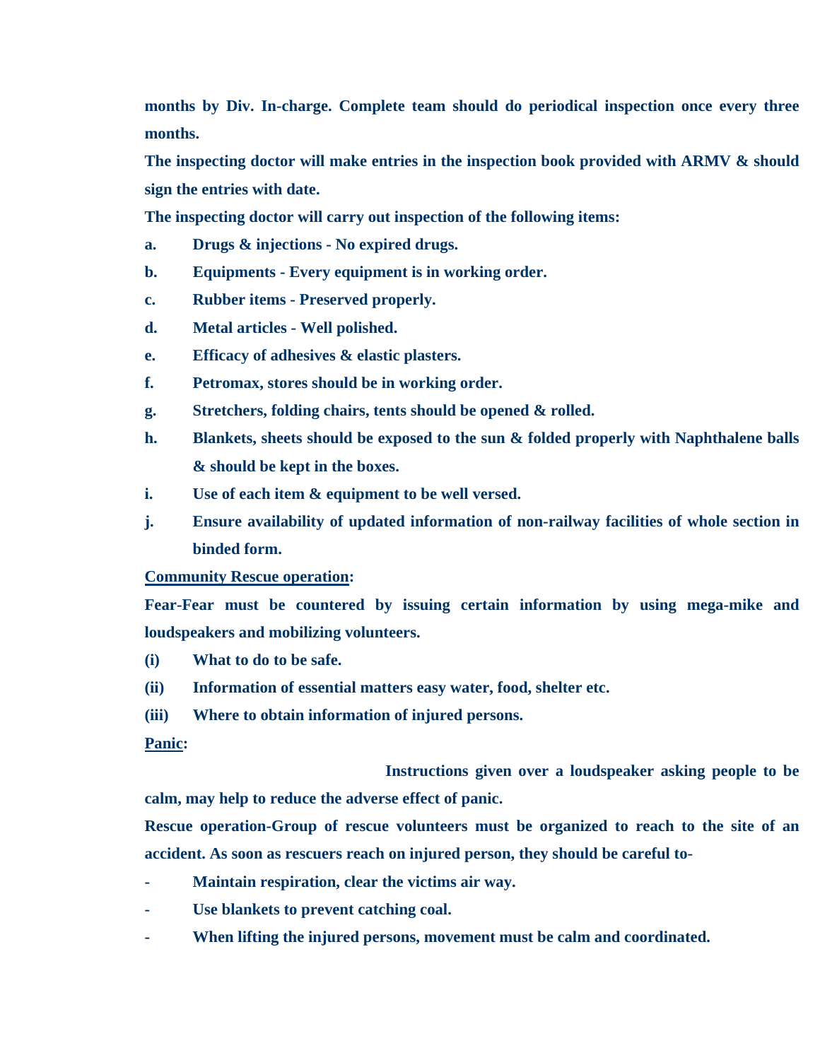**months by Div. In-charge. Complete team should do periodical inspection once every three months.**

**The inspecting doctor will make entries in the inspection book provided with ARMV & should sign the entries with date.**

**The inspecting doctor will carry out inspection of the following items:**

- **a.** **Drugs & injections - No expired drugs.**
- **b.** **Equipments - Every equipment is in working order.**
- **c.** **Rubber items - Preserved properly.**
- **d.** **Metal articles - Well polished.**
- **e.** **Efficacy of adhesives & elastic plasters.**
- **f.** **Petromax, stores should be in working order.**
- **g.** **Stretchers, folding chairs, tents should be opened & rolled.**
- **h.** **Blankets, sheets should be exposed to the sun & folded properly with Naphthalene balls & should be kept in the boxes.**
- **i.** **Use of each item & equipment to be well versed.**
- **j.** **Ensure availability of updated information of non-railway facilities of whole section in binded form.**

**<u>Community Rescue operation</u>:**

**Fear-Fear must be countered by issuing certain information by using mega-mike and loudspeakers and mobilizing volunteers.**

- **(i)** **What to do to be safe.**
- **(ii)** **Information of essential matters easy water, food, shelter etc.**
- **(iii)** **Where to obtain information of injured persons.**

**<u>Panic</u>:**

**Instructions given over a loudspeaker asking people to be calm, may help to reduce the adverse effect of panic.**

**Rescue operation-Group of rescue volunteers must be organized to reach to the site of an accident. As soon as rescuers reach on injured person, they should be careful to-**

- **Maintain respiration, clear the victims air way.**
- **Use blankets to prevent catching coal.**
- **When lifting the injured persons, movement must be calm and coordinated.**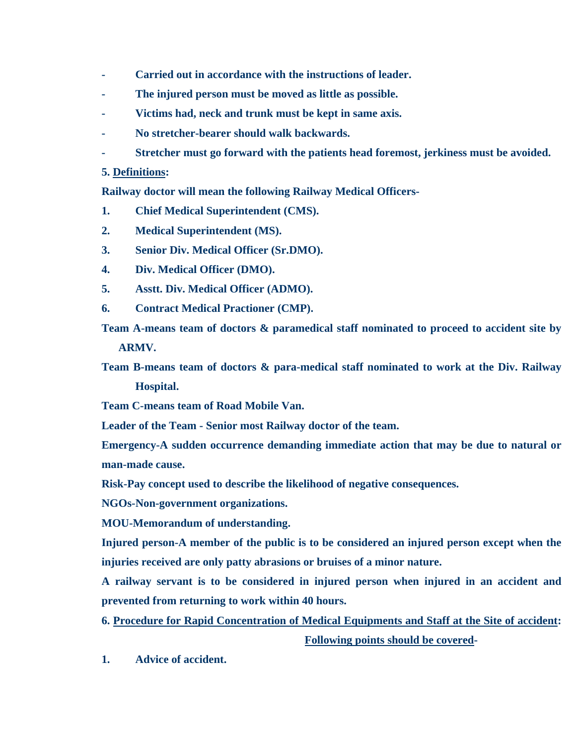- **Carried out in accordance with the instructions of leader.**
- **The injured person must be moved as little as possible.**
- **Victims had, neck and trunk must be kept in same axis.**
- **No stretcher-bearer should walk backwards.**
- **Stretcher must go forward with the patients head foremost, jerkiness must be avoided.**

**5. Definitions:**

**Railway doctor will mean the following Railway Medical Officers-**

1. **Chief Medical Superintendent (CMS).**
2. **Medical Superintendent (MS).**
3. **Senior Div. Medical Officer (Sr.DMO).**
4. **Div. Medical Officer (DMO).**
5. **Asstt. Div. Medical Officer (ADMO).**
6. **Contract Medical Practioner (CMP).**

**Team A-means team of doctors & paramedical staff nominated to proceed to accident site by ARMV.**

**Team B-means team of doctors & para-medical staff nominated to work at the Div. Railway Hospital.**

**Team C-means team of Road Mobile Van.**

**Leader of the Team - Senior most Railway doctor of the team.**

**Emergency-A sudden occurrence demanding immediate action that may be due to natural or man-made cause.**

**Risk-Pay concept used to describe the likelihood of negative consequences.**

**NGOs-Non-government organizations.**

**MOU-Memorandum of understanding.**

**Injured person-A member of the public is to be considered an injured person except when the injuries received are only patty abrasions or bruises of a minor nature.**

**A railway servant is to be considered in injured person when injured in an accident and prevented from returning to work within 40 hours.**

**6. Procedure for Rapid Concentration of Medical Equipments and Staff at the Site of accident:**

**Following points should be covered-**

1. **Advice of accident.**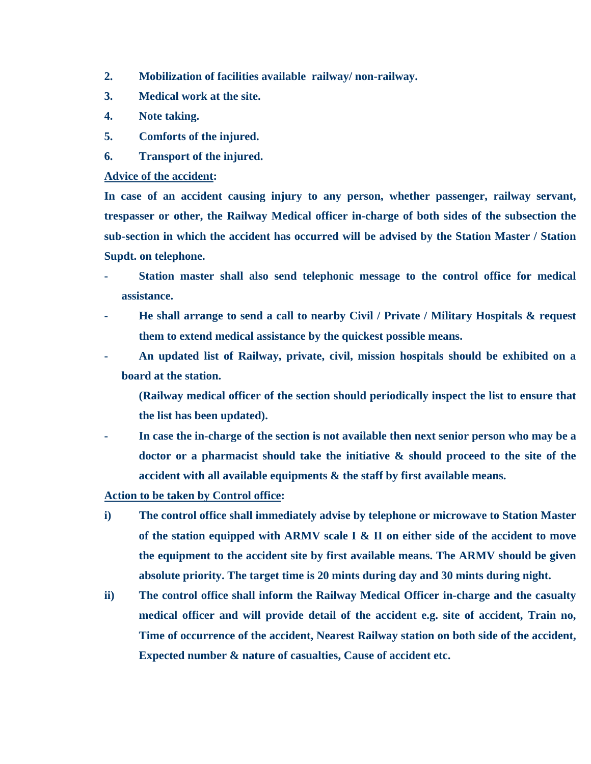2. **Mobilization of facilities available railway/ non-railway.**
3. **Medical work at the site.**
4. **Note taking.**
5. **Comforts of the injured.**
6. **Transport of the injured.**

**<u>Advice of the accident</u>:**

**In case of an accident causing injury to any person, whether passenger, railway servant, trespasser or other, the Railway Medical officer in-charge of both sides of the subsection the sub-section in which the accident has occurred will be advised by the Station Master / Station Supdt. on telephone.**

- **Station master shall also send telephonic message to the control office for medical assistance.**
- **He shall arrange to send a call to nearby Civil / Private / Military Hospitals & request them to extend medical assistance by the quickest possible means.**
- **An updated list of Railway, private, civil, mission hospitals should be exhibited on a board at the station.**

  **(Railway medical officer of the section should periodically inspect the list to ensure that the list has been updated).**
- **In case the in-charge of the section is not available then next senior person who may be a doctor or a pharmacist should take the initiative & should proceed to the site of the accident with all available equipments & the staff by first available means.**

**<u>Action to be taken by Control office</u>:**

i) **The control office shall immediately advise by telephone or microwave to Station Master of the station equipped with ARMV scale I & II on either side of the accident to move the equipment to the accident site by first available means. The ARMV should be given absolute priority. The target time is 20 mints during day and 30 mints during night.**

ii) **The control office shall inform the Railway Medical Officer in-charge and the casualty medical officer and will provide detail of the accident e.g. site of accident, Train no, Time of occurrence of the accident, Nearest Railway station on both side of the accident, Expected number & nature of casualties, Cause of accident etc.**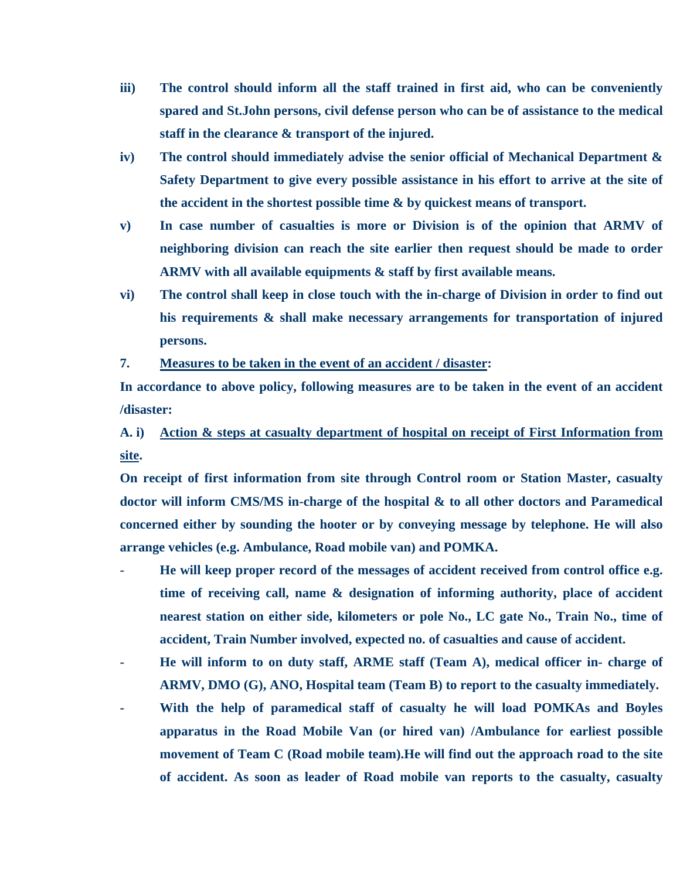**iii) The control should inform all the staff trained in first aid, who can be conveniently spared and St.John persons, civil defense person who can be of assistance to the medical staff in the clearance & transport of the injured.**

**iv) The control should immediately advise the senior official of Mechanical Department & Safety Department to give every possible assistance in his effort to arrive at the site of the accident in the shortest possible time & by quickest means of transport.**

**v) In case number of casualties is more or Division is of the opinion that ARMV of neighboring division can reach the site earlier then request should be made to order ARMV with all available equipments & staff by first available means.**

**vi) The control shall keep in close touch with the in-charge of Division in order to find out his requirements & shall make necessary arrangements for transportation of injured persons.**

**7. <u>Measures to be taken in the event of an accident / disaster</u>:**

**In accordance to above policy, following measures are to be taken in the event of an accident /disaster:**

**A. i) <u>Action & steps at casualty department of hospital on receipt of First Information from site</u>.**

**On receipt of first information from site through Control room or Station Master, casualty doctor will inform CMS/MS in-charge of the hospital & to all other doctors and Paramedical concerned either by sounding the hooter or by conveying message by telephone. He will also arrange vehicles (e.g. Ambulance, Road mobile van) and POMKA.**

- **He will keep proper record of the messages of accident received from control office e.g. time of receiving call, name & designation of informing authority, place of accident nearest station on either side, kilometers or pole No., LC gate No., Train No., time of accident, Train Number involved, expected no. of casualties and cause of accident.**
- **He will inform to on duty staff, ARME staff (Team A), medical officer in- charge of ARMV, DMO (G), ANO, Hospital team (Team B) to report to the casualty immediately.**
- **With the help of paramedical staff of casualty he will load POMKAs and Boyles apparatus in the Road Mobile Van (or hired van) /Ambulance for earliest possible movement of Team C (Road mobile team).He will find out the approach road to the site of accident. As soon as leader of Road mobile van reports to the casualty, casualty**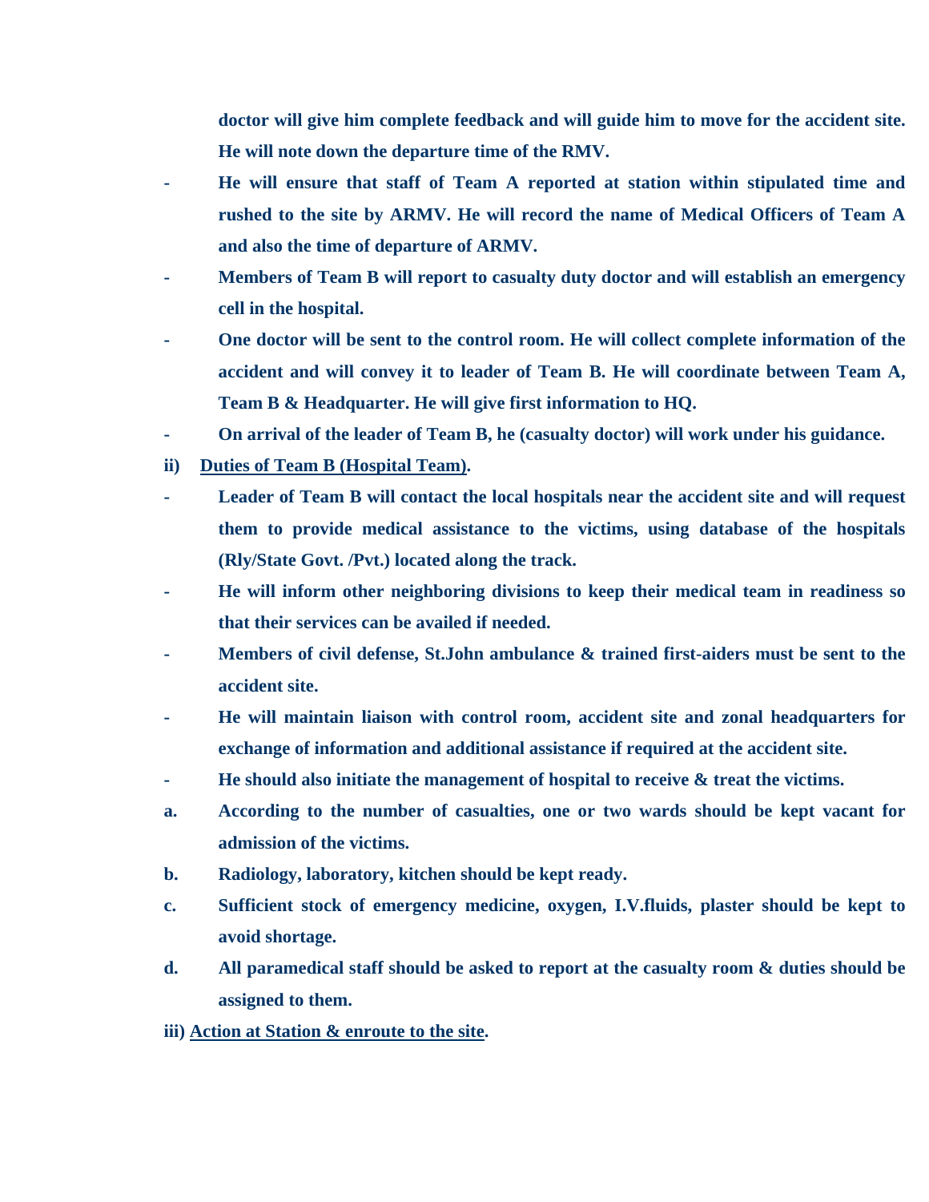**doctor will give him complete feedback and will guide him to move for the accident site. He will note down the departure time of the RMV.**

- **He will ensure that staff of Team A reported at station within stipulated time and rushed to the site by ARMV. He will record the name of Medical Officers of Team A and also the time of departure of ARMV.**
- **Members of Team B will report to casualty duty doctor and will establish an emergency cell in the hospital.**
- **One doctor will be sent to the control room. He will collect complete information of the accident and will convey it to leader of Team B. He will coordinate between Team A, Team B & Headquarter. He will give first information to HQ.**
- **On arrival of the leader of Team B, he (casualty doctor) will work under his guidance.**

**ii) <u>Duties of Team B (Hospital Team)</u>.**

- **Leader of Team B will contact the local hospitals near the accident site and will request them to provide medical assistance to the victims, using database of the hospitals (Rly/State Govt. /Pvt.) located along the track.**
- **He will inform other neighboring divisions to keep their medical team in readiness so that their services can be availed if needed.**
- **Members of civil defense, St.John ambulance & trained first-aiders must be sent to the accident site.**
- **He will maintain liaison with control room, accident site and zonal headquarters for exchange of information and additional assistance if required at the accident site.**
- **He should also initiate the management of hospital to receive & treat the victims.**

**a.** **According to the number of casualties, one or two wards should be kept vacant for admission of the victims.**

**b.** **Radiology, laboratory, kitchen should be kept ready.**

**c.** **Sufficient stock of emergency medicine, oxygen, I.V.fluids, plaster should be kept to avoid shortage.**

**d.** **All paramedical staff should be asked to report at the casualty room & duties should be assigned to them.**

**iii) <u>Action at Station & enroute to the site</u>.**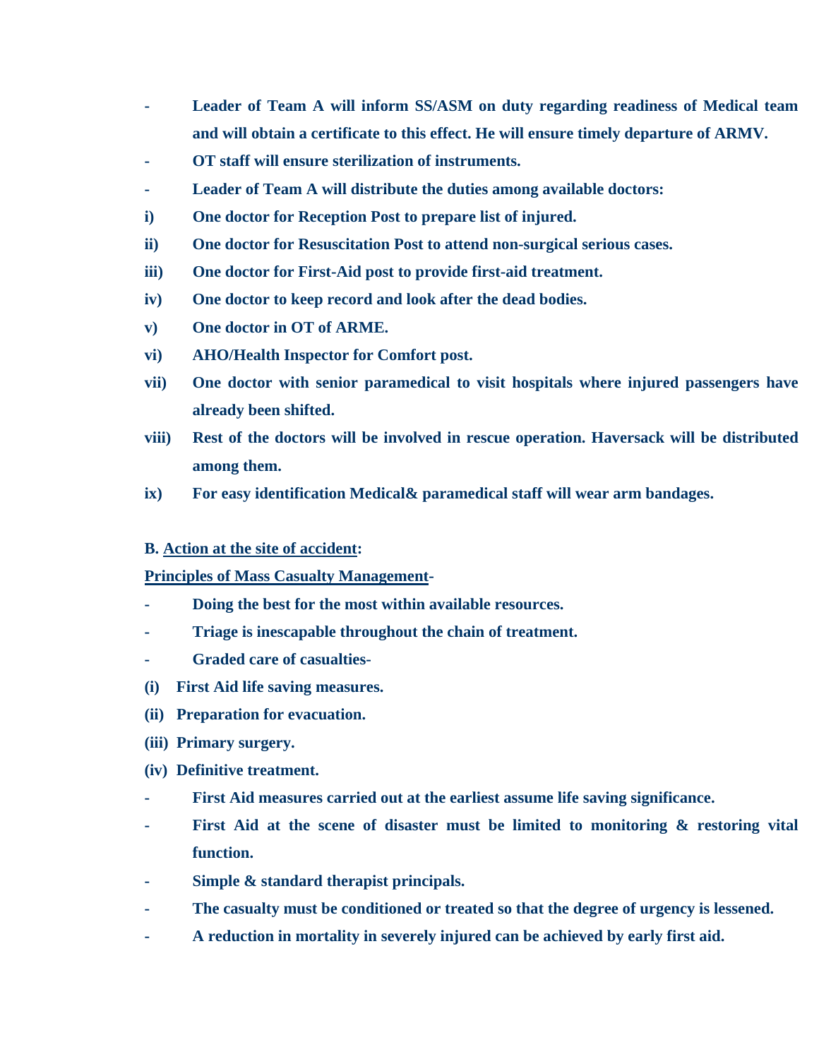- **Leader of Team A will inform SS/ASM on duty regarding readiness of Medical team and will obtain a certificate to this effect. He will ensure timely departure of ARMV.**
- **OT staff will ensure sterilization of instruments.**
- **Leader of Team A will distribute the duties among available doctors:**

**i)** **One doctor for Reception Post to prepare list of injured.**

**ii)** **One doctor for Resuscitation Post to attend non-surgical serious cases.**

**iii)** **One doctor for First-Aid post to provide first-aid treatment.**

**iv)** **One doctor to keep record and look after the dead bodies.**

**v)** **One doctor in OT of ARME.**

**vi)** **AHO/Health Inspector for Comfort post.**

**vii)** **One doctor with senior paramedical to visit hospitals where injured passengers have already been shifted.**

**viii)** **Rest of the doctors will be involved in rescue operation. Haversack will be distributed among them.**

**ix)** **For easy identification Medical& paramedical staff will wear arm bandages.**

**B. <u>Action at the site of accident</u>:**

**<u>Principles of Mass Casualty Management</u>-**

- **Doing the best for the most within available resources.**
- **Triage is inescapable throughout the chain of treatment.**
- **Graded care of casualties-**

**(i)** **First Aid life saving measures.**

**(ii)** **Preparation for evacuation.**

**(iii)** **Primary surgery.**

**(iv)** **Definitive treatment.**

- **First Aid measures carried out at the earliest assume life saving significance.**
- **First Aid at the scene of disaster must be limited to monitoring & restoring vital function.**
- **Simple & standard therapist principals.**
- **The casualty must be conditioned or treated so that the degree of urgency is lessened.**
- **A reduction in mortality in severely injured can be achieved by early first aid.**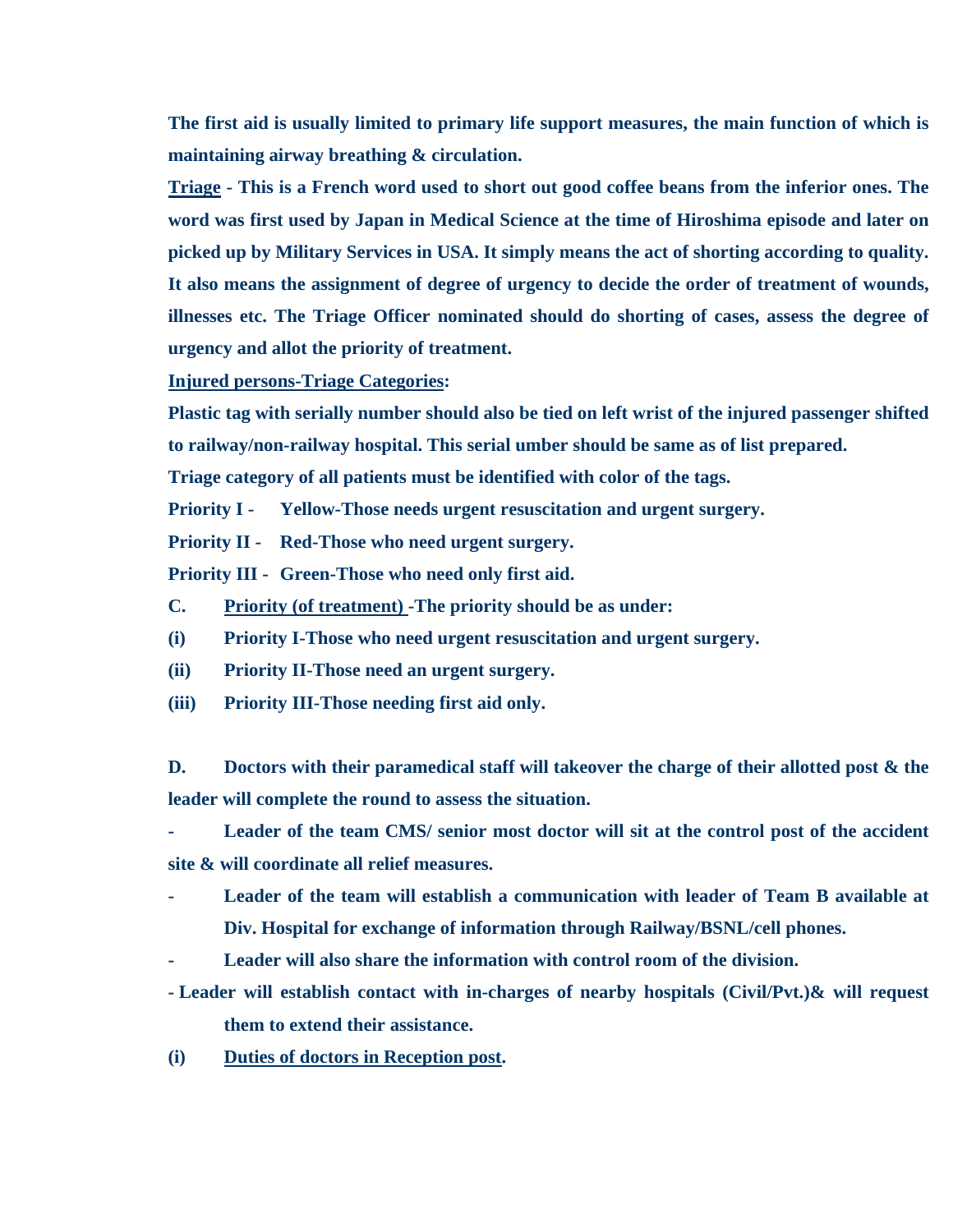**The first aid is usually limited to primary life support measures, the main function of which is maintaining airway breathing & circulation.**

**<u>Triage</u> - This is a French word used to short out good coffee beans from the inferior ones. The word was first used by Japan in Medical Science at the time of Hiroshima episode and later on picked up by Military Services in USA. It simply means the act of shorting according to quality. It also means the assignment of degree of urgency to decide the order of treatment of wounds, illnesses etc. The Triage Officer nominated should do shorting of cases, assess the degree of urgency and allot the priority of treatment.**

**<u>Injured persons-Triage Categories</u>:**

**Plastic tag with serially number should also be tied on left wrist of the injured passenger shifted to railway/non-railway hospital. This serial umber should be same as of list prepared.**

**Triage category of all patients must be identified with color of the tags.**

**Priority I - Yellow-Those needs urgent resuscitation and urgent surgery.**

**Priority II - Red-Those who need urgent surgery.**

**Priority III - Green-Those who need only first aid.**

**C. <u>Priority (of treatment)</u> -The priority should be as under:**

**(i) Priority I-Those who need urgent resuscitation and urgent surgery.**

**(ii) Priority II-Those need an urgent surgery.**

**(iii) Priority III-Those needing first aid only.**

**D. Doctors with their paramedical staff will takeover the charge of their allotted post & the leader will complete the round to assess the situation.**

- **Leader of the team CMS/ senior most doctor will sit at the control post of the accident site & will coordinate all relief measures.**
- **Leader of the team will establish a communication with leader of Team B available at Div. Hospital for exchange of information through Railway/BSNL/cell phones.**
- **Leader will also share the information with control room of the division.**
- **Leader will establish contact with in-charges of nearby hospitals (Civil/Pvt.)& will request them to extend their assistance.**

**(i) <u>Duties of doctors in Reception post</u>.**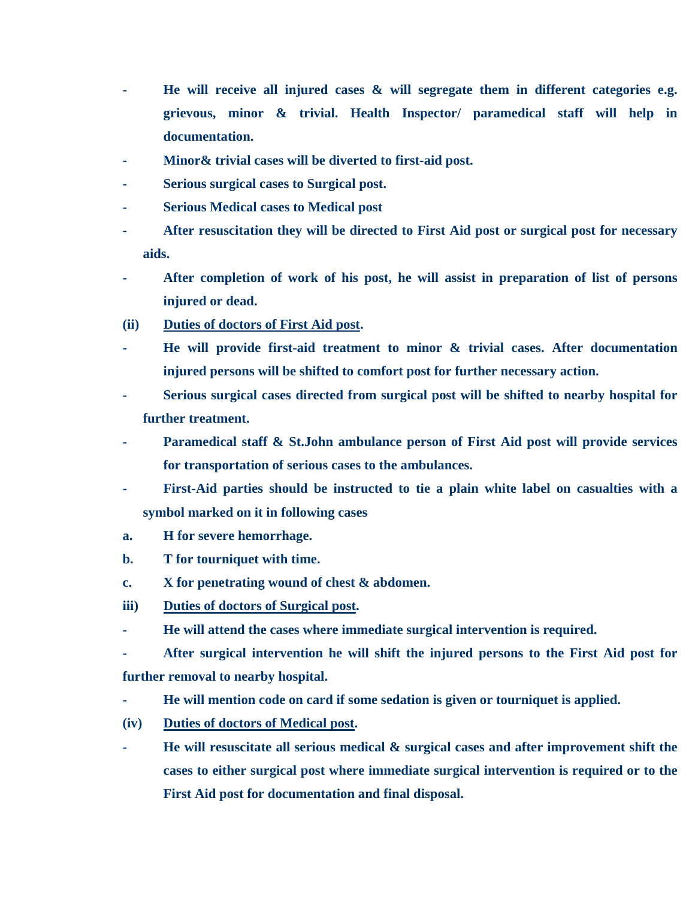- **He will receive all injured cases & will segregate them in different categories e.g. grievous, minor & trivial. Health Inspector/ paramedical staff will help in documentation.**
- **Minor& trivial cases will be diverted to first-aid post.**
- **Serious surgical cases to Surgical post.**
- **Serious Medical cases to Medical post**
- **After resuscitation they will be directed to First Aid post or surgical post for necessary aids.**
- **After completion of work of his post, he will assist in preparation of list of persons injured or dead.**

**(ii) <u>Duties of doctors of First Aid post</u>.**

- **He will provide first-aid treatment to minor & trivial cases. After documentation injured persons will be shifted to comfort post for further necessary action.**
- **Serious surgical cases directed from surgical post will be shifted to nearby hospital for further treatment.**
- **Paramedical staff & St.John ambulance person of First Aid post will provide services for transportation of serious cases to the ambulances.**
- **First-Aid parties should be instructed to tie a plain white label on casualties with a symbol marked on it in following cases**

**a. H for severe hemorrhage.**

**b. T for tourniquet with time.**

**c. X for penetrating wound of chest & abdomen.**

**iii) <u>Duties of doctors of Surgical post</u>.**

- **He will attend the cases where immediate surgical intervention is required.**
- **After surgical intervention he will shift the injured persons to the First Aid post for further removal to nearby hospital.**
- **He will mention code on card if some sedation is given or tourniquet is applied.**

**(iv) <u>Duties of doctors of Medical post</u>.**

- **He will resuscitate all serious medical & surgical cases and after improvement shift the cases to either surgical post where immediate surgical intervention is required or to the First Aid post for documentation and final disposal.**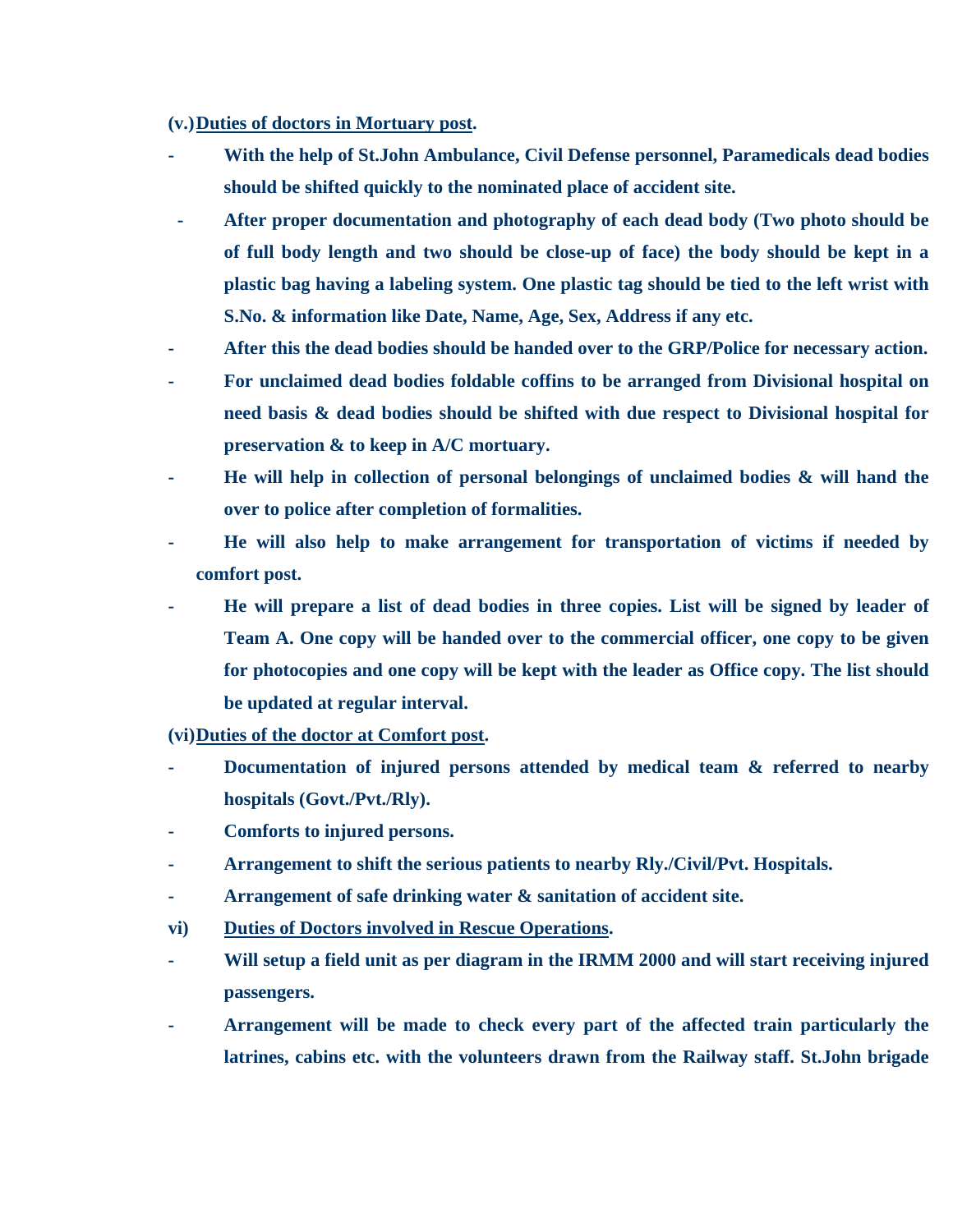**(v.) <u>Duties of doctors in Mortuary post</u>.**

- **With the help of St.John Ambulance, Civil Defense personnel, Paramedicals dead bodies should be shifted quickly to the nominated place of accident site.**
- **After proper documentation and photography of each dead body (Two photo should be of full body length and two should be close-up of face) the body should be kept in a plastic bag having a labeling system. One plastic tag should be tied to the left wrist with S.No. & information like Date, Name, Age, Sex, Address if any etc.**
- **After this the dead bodies should be handed over to the GRP/Police for necessary action.**
- **For unclaimed dead bodies foldable coffins to be arranged from Divisional hospital on need basis & dead bodies should be shifted with due respect to Divisional hospital for preservation & to keep in A/C mortuary.**
- **He will help in collection of personal belongings of unclaimed bodies & will hand the over to police after completion of formalities.**
- **He will also help to make arrangement for transportation of victims if needed by comfort post.**
- **He will prepare a list of dead bodies in three copies. List will be signed by leader of Team A. One copy will be handed over to the commercial officer, one copy to be given for photocopies and one copy will be kept with the leader as Office copy. The list should be updated at regular interval.**

**(vi) <u>Duties of the doctor at Comfort post</u>.**

- **Documentation of injured persons attended by medical team & referred to nearby hospitals (Govt./Pvt./Rly).**
- **Comforts to injured persons.**
- **Arrangement to shift the serious patients to nearby Rly./Civil/Pvt. Hospitals.**
- **Arrangement of safe drinking water & sanitation of accident site.**

**vi) <u>Duties of Doctors involved in Rescue Operations</u>.**

- **Will setup a field unit as per diagram in the IRMM 2000 and will start receiving injured passengers.**
- **Arrangement will be made to check every part of the affected train particularly the latrines, cabins etc. with the volunteers drawn from the Railway staff. St.John brigade**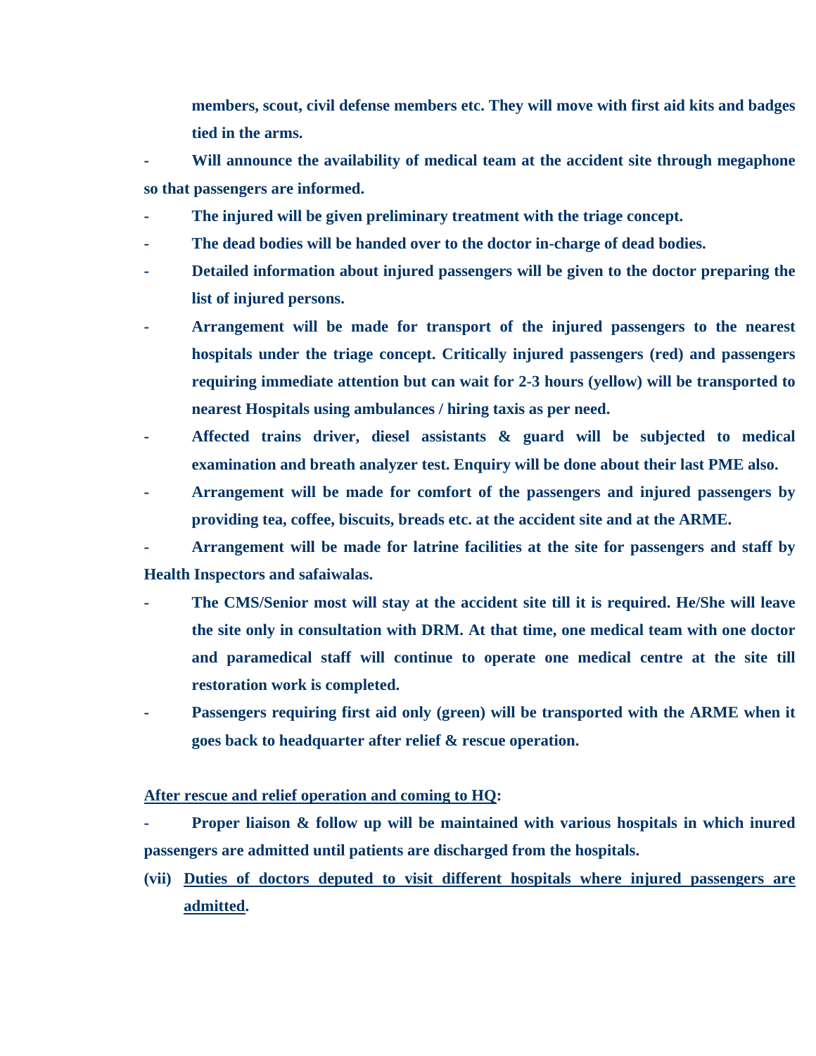**members, scout, civil defense members etc. They will move with first aid kits and badges tied in the arms.**

- **Will announce the availability of medical team at the accident site through megaphone so that passengers are informed.**
- **The injured will be given preliminary treatment with the triage concept.**
- **The dead bodies will be handed over to the doctor in-charge of dead bodies.**
- **Detailed information about injured passengers will be given to the doctor preparing the list of injured persons.**
- **Arrangement will be made for transport of the injured passengers to the nearest hospitals under the triage concept. Critically injured passengers (red) and passengers requiring immediate attention but can wait for 2-3 hours (yellow) will be transported to nearest Hospitals using ambulances / hiring taxis as per need.**
- **Affected trains driver, diesel assistants & guard will be subjected to medical examination and breath analyzer test. Enquiry will be done about their last PME also.**
- **Arrangement will be made for comfort of the passengers and injured passengers by providing tea, coffee, biscuits, breads etc. at the accident site and at the ARME.**
- **Arrangement will be made for latrine facilities at the site for passengers and staff by Health Inspectors and safaiwalas.**
- **The CMS/Senior most will stay at the accident site till it is required. He/She will leave the site only in consultation with DRM. At that time, one medical team with one doctor and paramedical staff will continue to operate one medical centre at the site till restoration work is completed.**
- **Passengers requiring first aid only (green) will be transported with the ARME when it goes back to headquarter after relief & rescue operation.**

**<u>After rescue and relief operation and coming to HQ</u>:**

- **Proper liaison & follow up will be maintained with various hospitals in which inured passengers are admitted until patients are discharged from the hospitals.**

**(vii) <u>Duties of doctors deputed to visit different hospitals where injured passengers are admitted</u>.**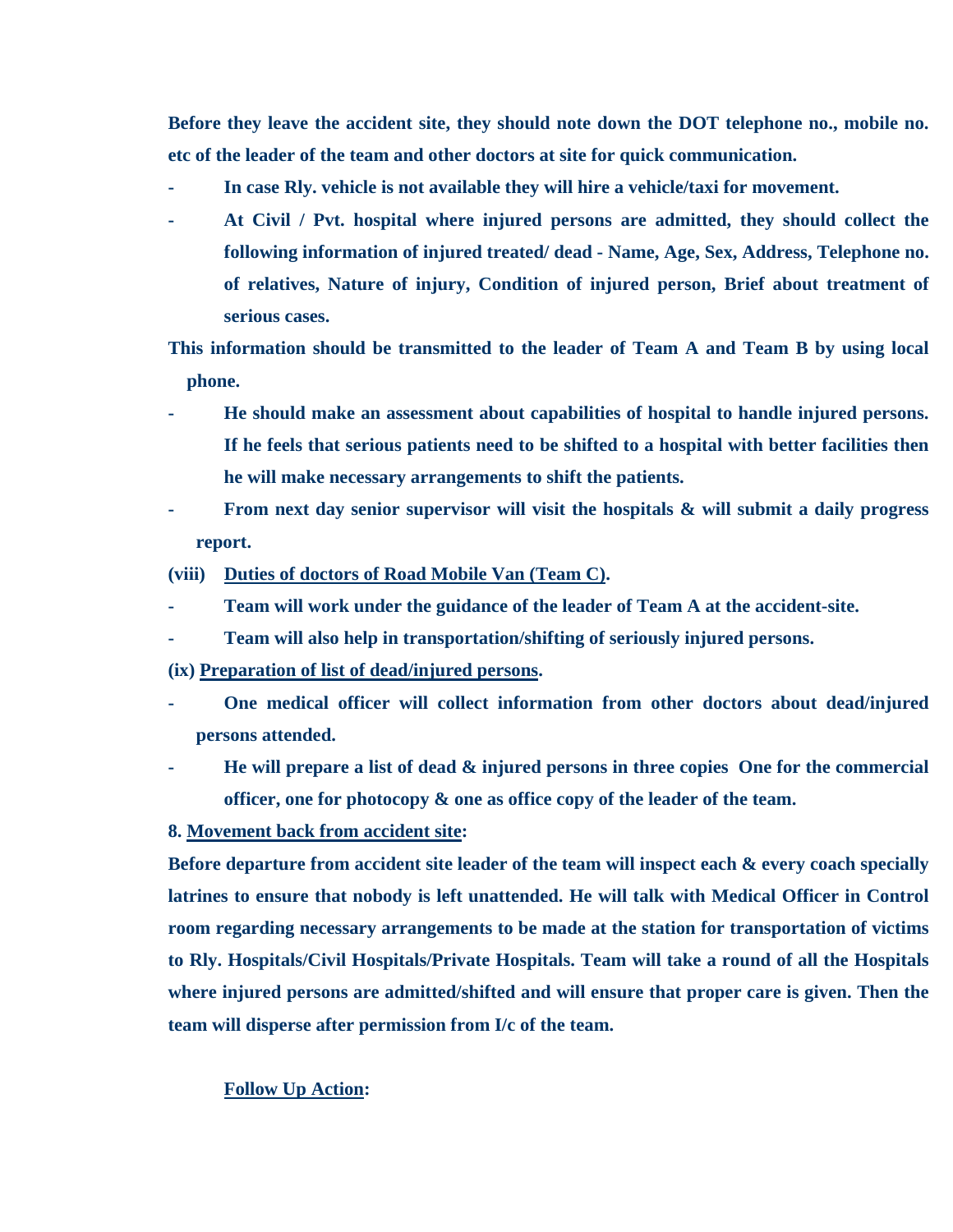**Before they leave the accident site, they should note down the DOT telephone no., mobile no. etc of the leader of the team and other doctors at site for quick communication.**

- **In case Rly. vehicle is not available they will hire a vehicle/taxi for movement.**
- **At Civil / Pvt. hospital where injured persons are admitted, they should collect the following information of injured treated/ dead - Name, Age, Sex, Address, Telephone no. of relatives, Nature of injury, Condition of injured person, Brief about treatment of serious cases.**

**This information should be transmitted to the leader of Team A and Team B by using local phone.**

- **He should make an assessment about capabilities of hospital to handle injured persons. If he feels that serious patients need to be shifted to a hospital with better facilities then he will make necessary arrangements to shift the patients.**
- **From next day senior supervisor will visit the hospitals & will submit a daily progress report.**

**(viii) <u>Duties of doctors of Road Mobile Van (Team C)</u>.**

- **Team will work under the guidance of the leader of Team A at the accident-site.**
- **Team will also help in transportation/shifting of seriously injured persons.**

**(ix) <u>Preparation of list of dead/injured persons</u>.**

- **One medical officer will collect information from other doctors about dead/injured persons attended.**
- **He will prepare a list of dead & injured persons in three copies One for the commercial officer, one for photocopy & one as office copy of the leader of the team.**

**8. <u>Movement back from accident site</u>:**

**Before departure from accident site leader of the team will inspect each & every coach specially latrines to ensure that nobody is left unattended. He will talk with Medical Officer in Control room regarding necessary arrangements to be made at the station for transportation of victims to Rly. Hospitals/Civil Hospitals/Private Hospitals. Team will take a round of all the Hospitals where injured persons are admitted/shifted and will ensure that proper care is given. Then the team will disperse after permission from I/c of the team.**

**<u>Follow Up Action</u>:**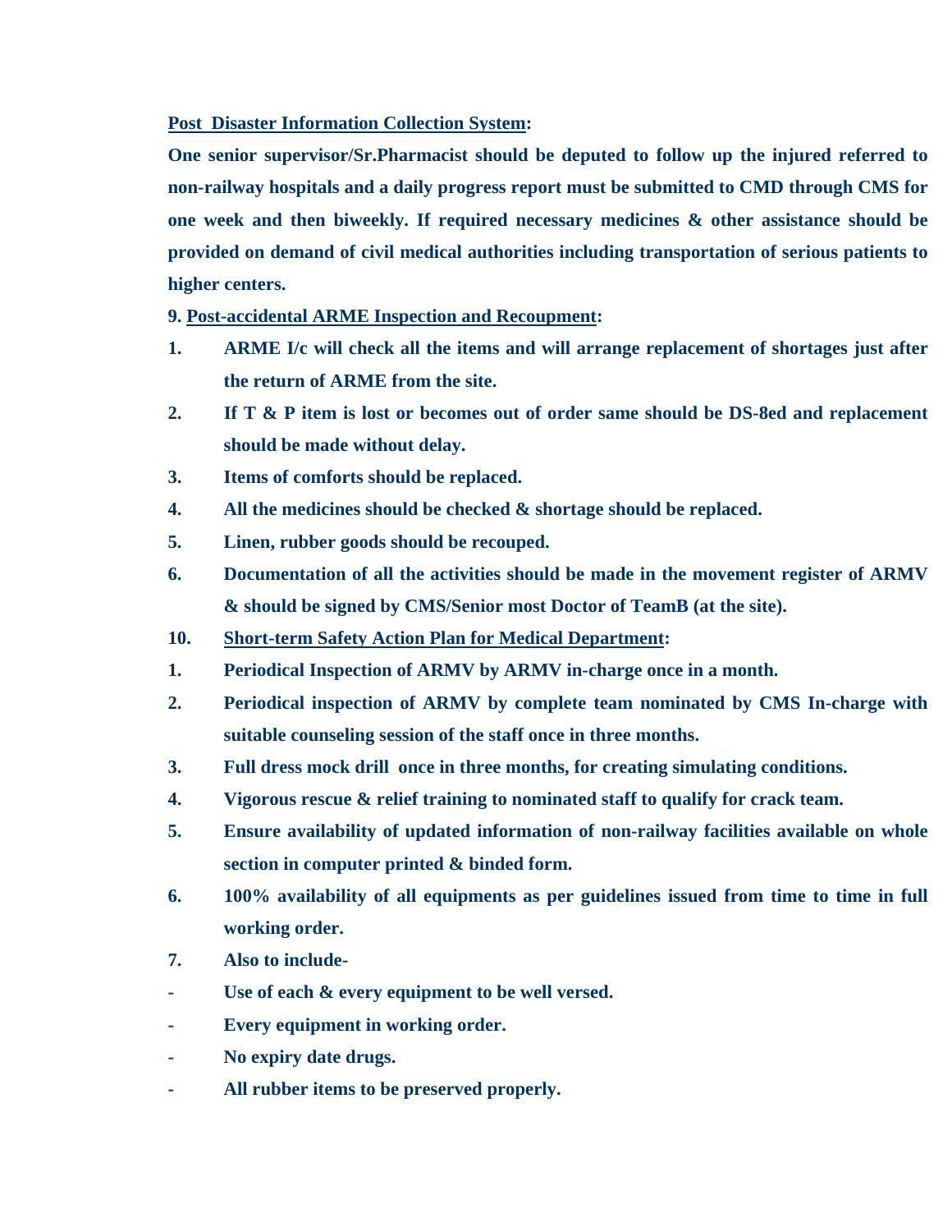**<u>Post Disaster Information Collection System</u>:**

**One senior supervisor/Sr.Pharmacist should be deputed to follow up the injured referred to non-railway hospitals and a daily progress report must be submitted to CMD through CMS for one week and then biweekly. If required necessary medicines & other assistance should be provided on demand of civil medical authorities including transportation of serious patients to higher centers.**

**9. <u>Post-accidental ARME Inspection and Recoupment</u>:**

1. **ARME I/c will check all the items and will arrange replacement of shortages just after the return of ARME from the site.**
2. **If T & P item is lost or becomes out of order same should be DS-8ed and replacement should be made without delay.**
3. **Items of comforts should be replaced.**
4. **All the medicines should be checked & shortage should be replaced.**
5. **Linen, rubber goods should be recouped.**
6. **Documentation of all the activities should be made in the movement register of ARMV & should be signed by CMS/Senior most Doctor of TeamB (at the site).**

**10. <u>Short-term Safety Action Plan for Medical Department</u>:**

1. **Periodical Inspection of ARMV by ARMV in-charge once in a month.**
2. **Periodical inspection of ARMV by complete team nominated by CMS In-charge with suitable counseling session of the staff once in three months.**
3. **Full dress mock drill once in three months, for creating simulating conditions.**
4. **Vigorous rescue & relief training to nominated staff to qualify for crack team.**
5. **Ensure availability of updated information of non-railway facilities available on whole section in computer printed & binded form.**
6. **100% availability of all equipments as per guidelines issued from time to time in full working order.**
7. **Also to include-**

- **Use of each & every equipment to be well versed.**
- **Every equipment in working order.**
- **No expiry date drugs.**
- **All rubber items to be preserved properly.**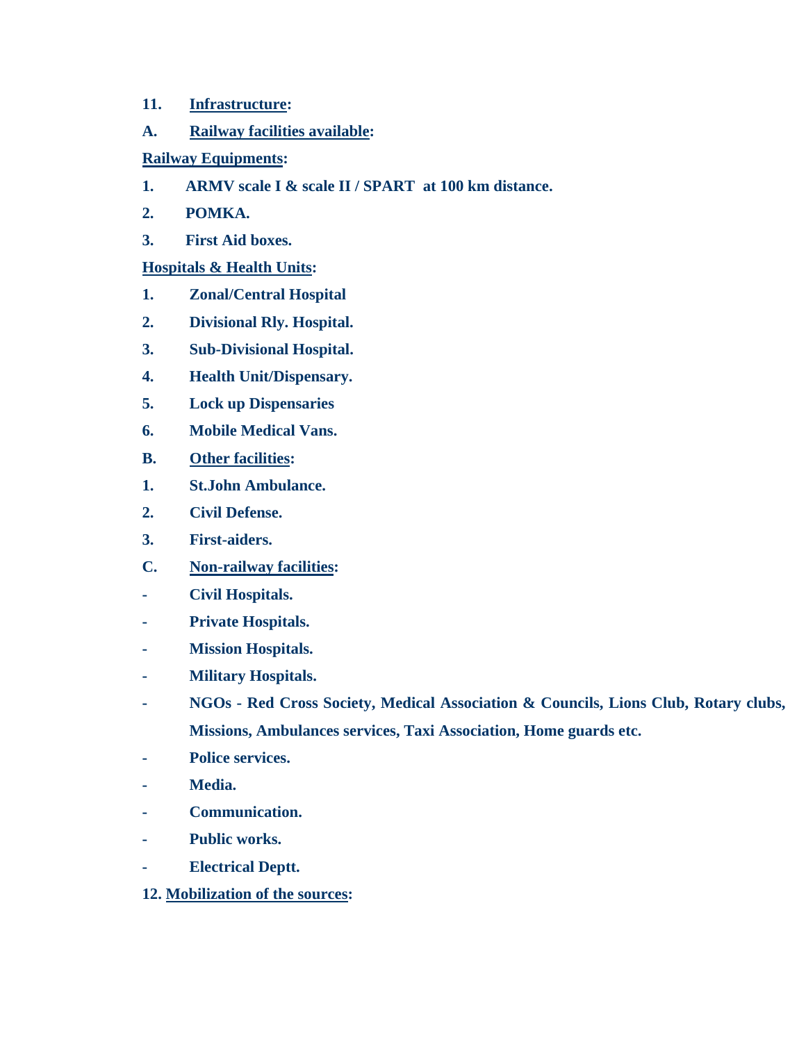**11. Infrastructure:**

**A. Railway facilities available:**

**Railway Equipments:**

1. **ARMV scale I & scale II / SPART at 100 km distance.**
2. **POMKA.**
3. **First Aid boxes.**

**Hospitals & Health Units:**

1. **Zonal/Central Hospital**
2. **Divisional Rly. Hospital.**
3. **Sub-Divisional Hospital.**
4. **Health Unit/Dispensary.**
5. **Lock up Dispensaries**
6. **Mobile Medical Vans.**

**B. Other facilities:**

1. **St.John Ambulance.**
2. **Civil Defense.**
3. **First-aiders.**

**C. Non-railway facilities:**

- **Civil Hospitals.**
- **Private Hospitals.**
- **Mission Hospitals.**
- **Military Hospitals.**
- **NGOs - Red Cross Society, Medical Association & Councils, Lions Club, Rotary clubs, Missions, Ambulances services, Taxi Association, Home guards etc.**
- **Police services.**
- **Media.**
- **Communication.**
- **Public works.**
- **Electrical Deptt.**

**12. Mobilization of the sources:**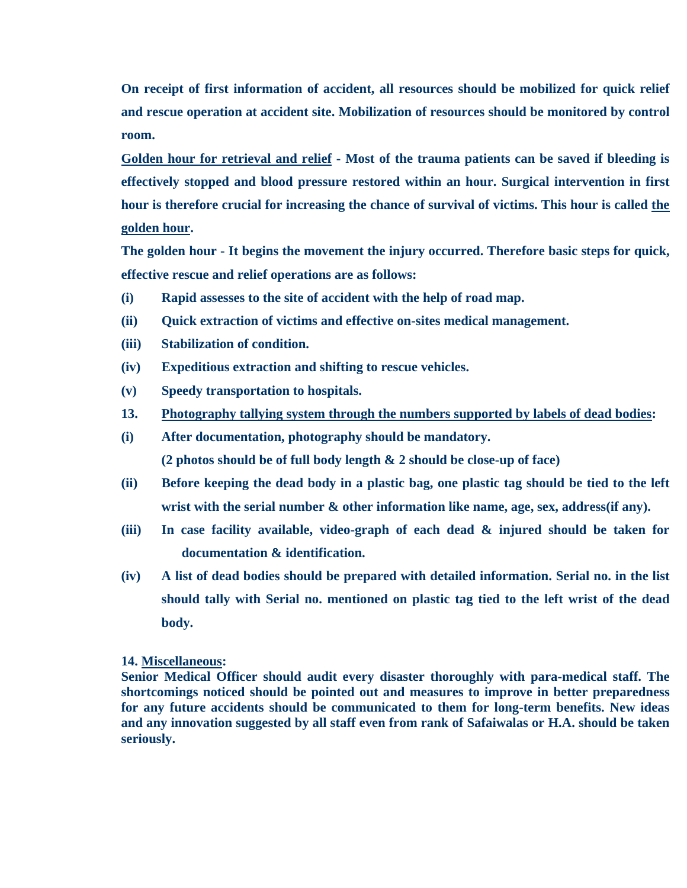**On receipt of first information of accident, all resources should be mobilized for quick relief and rescue operation at accident site. Mobilization of resources should be monitored by control room.**

**<u>Golden hour for retrieval and relief</u> - Most of the trauma patients can be saved if bleeding is effectively stopped and blood pressure restored within an hour. Surgical intervention in first hour is therefore crucial for increasing the chance of survival of victims. This hour is called <u>the golden hour</u>.**

**The golden hour - It begins the movement the injury occurred. Therefore basic steps for quick, effective rescue and relief operations are as follows:**

**(i) Rapid assesses to the site of accident with the help of road map.**

**(ii) Quick extraction of victims and effective on-sites medical management.**

**(iii) Stabilization of condition.**

**(iv) Expeditious extraction and shifting to rescue vehicles.**

**(v) Speedy transportation to hospitals.**

**13. <u>Photography tallying system through the numbers supported by labels of dead bodies</u>:**

**(i) After documentation, photography should be mandatory.**
**(2 photos should be of full body length & 2 should be close-up of face)**

**(ii) Before keeping the dead body in a plastic bag, one plastic tag should be tied to the left wrist with the serial number & other information like name, age, sex, address(if any).**

**(iii) In case facility available, video-graph of each dead & injured should be taken for documentation & identification.**

**(iv) A list of dead bodies should be prepared with detailed information. Serial no. in the list should tally with Serial no. mentioned on plastic tag tied to the left wrist of the dead body.**

**14. <u>Miscellaneous</u>:**

**Senior Medical Officer should audit every disaster thoroughly with para-medical staff. The shortcomings noticed should be pointed out and measures to improve in better preparedness for any future accidents should be communicated to them for long-term benefits. New ideas and any innovation suggested by all staff even from rank of Safaiwalas or H.A. should be taken seriously.**